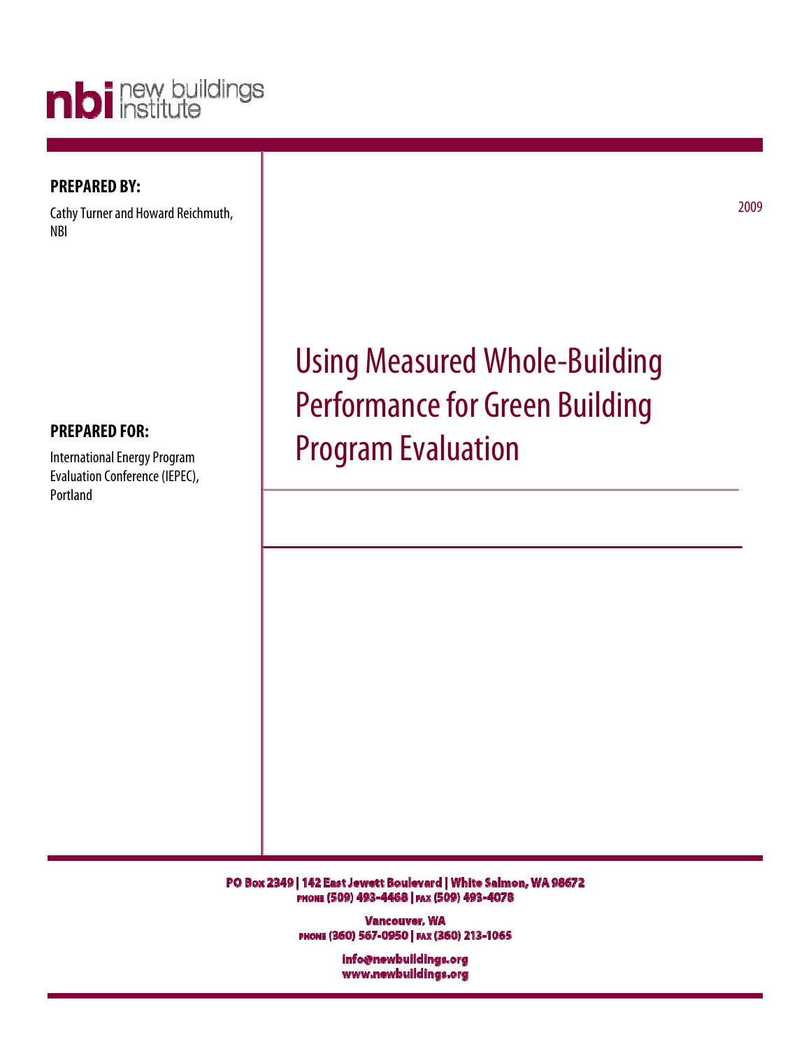nbi new buildings institute

**PREPARED BY:**

Cathy Turner and Howard Reichmuth, NBI

2009

# Using Measured Whole-Building Performance for Green Building Program Evaluation

**PREPARED FOR:**

International Energy Program Evaluation Conference (IEPEC), Portland

PO Box 2349 | 142 East Jewett Boulevard | White Salmon, WA 98672
PHONE (509) 493-4468 | FAX (509) 493-4078

Vancouver, WA
PHONE (360) 567-0950 | FAX (360) 213-1065

info@newbuildings.org
www.newbuildings.org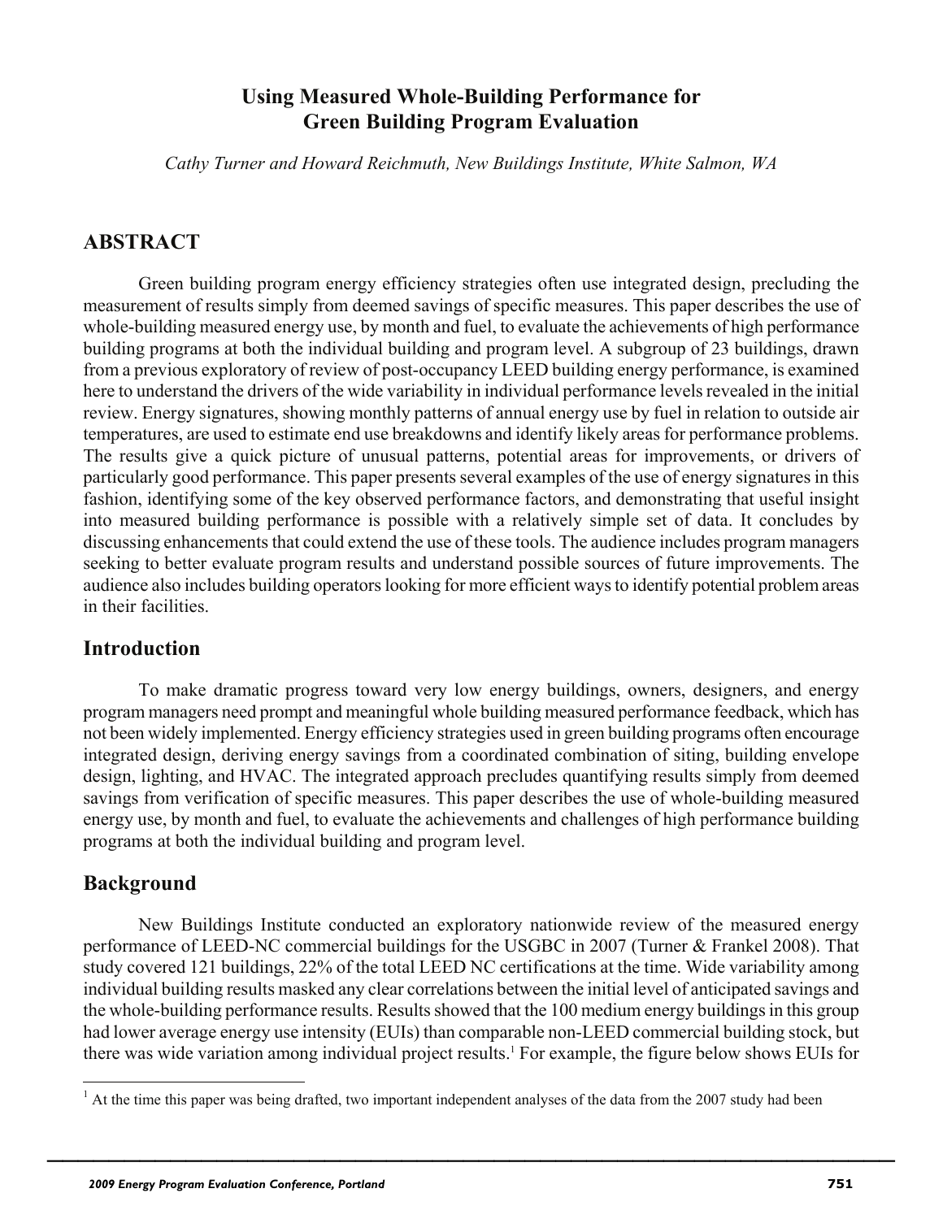# Using Measured Whole-Building Performance for Green Building Program Evaluation

*Cathy Turner and Howard Reichmuth, New Buildings Institute, White Salmon, WA*

## ABSTRACT

Green building program energy efficiency strategies often use integrated design, precluding the measurement of results simply from deemed savings of specific measures. This paper describes the use of whole-building measured energy use, by month and fuel, to evaluate the achievements of high performance building programs at both the individual building and program level. A subgroup of 23 buildings, drawn from a previous exploratory of review of post-occupancy LEED building energy performance, is examined here to understand the drivers of the wide variability in individual performance levels revealed in the initial review. Energy signatures, showing monthly patterns of annual energy use by fuel in relation to outside air temperatures, are used to estimate end use breakdowns and identify likely areas for performance problems. The results give a quick picture of unusual patterns, potential areas for improvements, or drivers of particularly good performance. This paper presents several examples of the use of energy signatures in this fashion, identifying some of the key observed performance factors, and demonstrating that useful insight into measured building performance is possible with a relatively simple set of data. It concludes by discussing enhancements that could extend the use of these tools. The audience includes program managers seeking to better evaluate program results and understand possible sources of future improvements. The audience also includes building operators looking for more efficient ways to identify potential problem areas in their facilities.

## Introduction

To make dramatic progress toward very low energy buildings, owners, designers, and energy program managers need prompt and meaningful whole building measured performance feedback, which has not been widely implemented. Energy efficiency strategies used in green building programs often encourage integrated design, deriving energy savings from a coordinated combination of siting, building envelope design, lighting, and HVAC. The integrated approach precludes quantifying results simply from deemed savings from verification of specific measures. This paper describes the use of whole-building measured energy use, by month and fuel, to evaluate the achievements and challenges of high performance building programs at both the individual building and program level.

## Background

New Buildings Institute conducted an exploratory nationwide review of the measured energy performance of LEED-NC commercial buildings for the USGBC in 2007 (Turner & Frankel 2008). That study covered 121 buildings, 22% of the total LEED NC certifications at the time. Wide variability among individual building results masked any clear correlations between the initial level of anticipated savings and the whole-building performance results. Results showed that the 100 medium energy buildings in this group had lower average energy use intensity (EUIs) than comparable non-LEED commercial building stock, but there was wide variation among individual project results.[1] For example, the figure below shows EUIs for

[1] At the time this paper was being drafted, two important independent analyses of the data from the 2007 study had been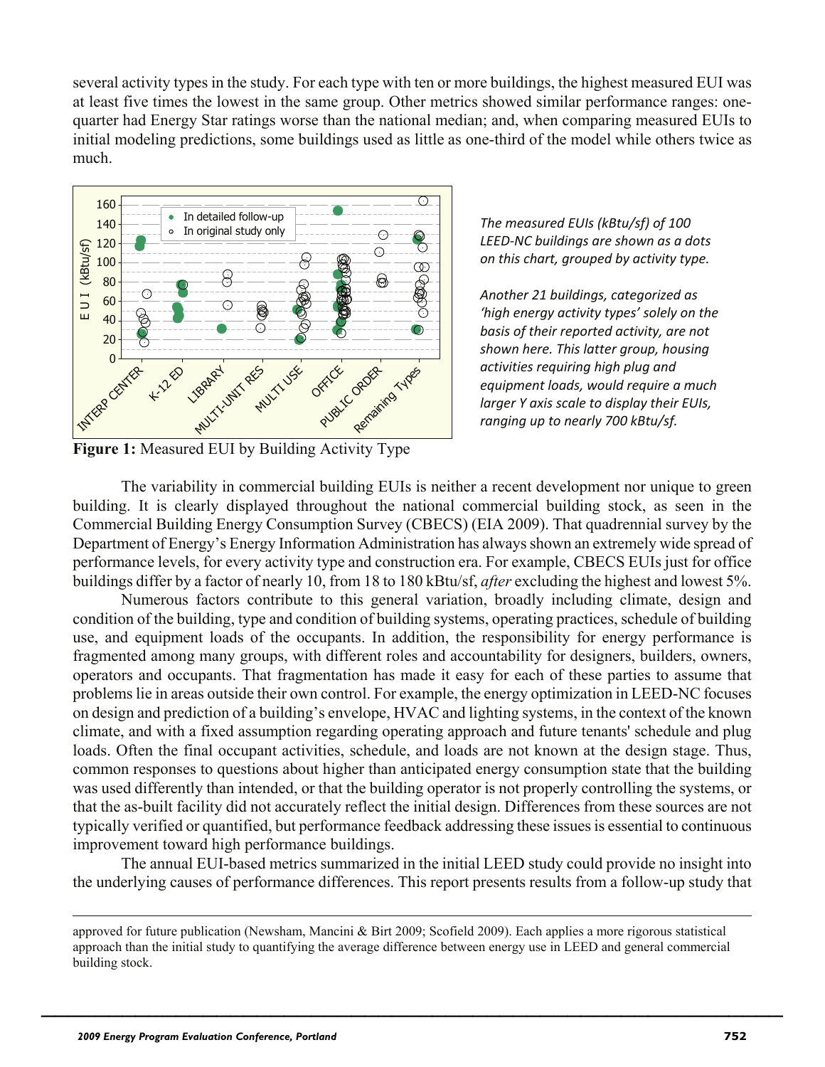several activity types in the study. For each type with ten or more buildings, the highest measured EUI was at least five times the lowest in the same group. Other metrics showed similar performance ranges: one-quarter had Energy Star ratings worse than the national median; and, when comparing measured EUIs to initial modeling predictions, some buildings used as little as one-third of the model while others twice as much.

**Figure 1:** Measured EUI by Building Activity Type

*The measured EUIs (kBtu/sf) of 100 LEED-NC buildings are shown as a dots on this chart, grouped by activity type.*

*Another 21 buildings, categorized as 'high energy activity types' solely on the basis of their reported activity, are not shown here. This latter group, housing activities requiring high plug and equipment loads, would require a much larger Y axis scale to display their EUIs, ranging up to nearly 700 kBtu/sf.*

The variability in commercial building EUIs is neither a recent development nor unique to green building. It is clearly displayed throughout the national commercial building stock, as seen in the Commercial Building Energy Consumption Survey (CBECS) (EIA 2009). That quadrennial survey by the Department of Energy's Energy Information Administration has always shown an extremely wide spread of performance levels, for every activity type and construction era. For example, CBECS EUIs just for office buildings differ by a factor of nearly 10, from 18 to 180 kBtu/sf, *after* excluding the highest and lowest 5%.

Numerous factors contribute to this general variation, broadly including climate, design and condition of the building, type and condition of building systems, operating practices, schedule of building use, and equipment loads of the occupants. In addition, the responsibility for energy performance is fragmented among many groups, with different roles and accountability for designers, builders, owners, operators and occupants. That fragmentation has made it easy for each of these parties to assume that problems lie in areas outside their own control. For example, the energy optimization in LEED-NC focuses on design and prediction of a building's envelope, HVAC and lighting systems, in the context of the known climate, and with a fixed assumption regarding operating approach and future tenants' schedule and plug loads. Often the final occupant activities, schedule, and loads are not known at the design stage. Thus, common responses to questions about higher than anticipated energy consumption state that the building was used differently than intended, or that the building operator is not properly controlling the systems, or that the as-built facility did not accurately reflect the initial design. Differences from these sources are not typically verified or quantified, but performance feedback addressing these issues is essential to continuous improvement toward high performance buildings.

The annual EUI-based metrics summarized in the initial LEED study could provide no insight into the underlying causes of performance differences. This report presents results from a follow-up study that

---

approved for future publication (Newsham, Mancini & Birt 2009; Scofield 2009). Each applies a more rigorous statistical approach than the initial study to quantifying the average difference between energy use in LEED and general commercial building stock.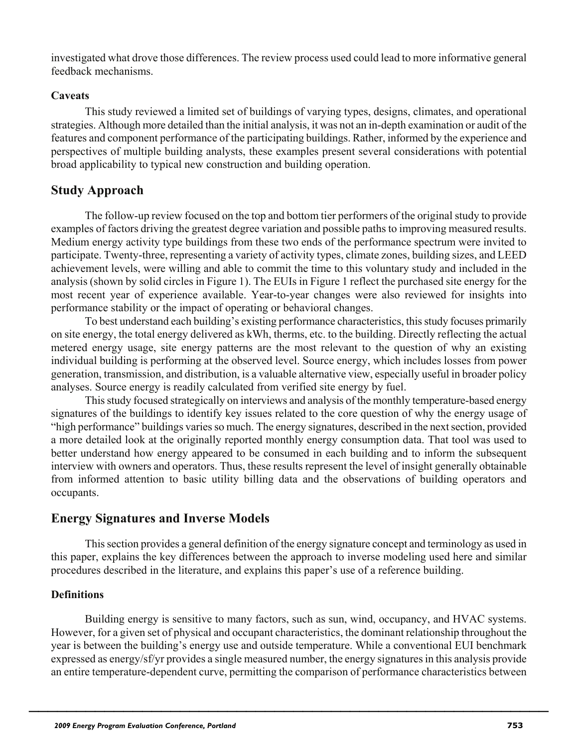investigated what drove those differences. The review process used could lead to more informative general feedback mechanisms.

### Caveats

This study reviewed a limited set of buildings of varying types, designs, climates, and operational strategies. Although more detailed than the initial analysis, it was not an in-depth examination or audit of the features and component performance of the participating buildings. Rather, informed by the experience and perspectives of multiple building analysts, these examples present several considerations with potential broad applicability to typical new construction and building operation.

## Study Approach

The follow-up review focused on the top and bottom tier performers of the original study to provide examples of factors driving the greatest degree variation and possible paths to improving measured results. Medium energy activity type buildings from these two ends of the performance spectrum were invited to participate. Twenty-three, representing a variety of activity types, climate zones, building sizes, and LEED achievement levels, were willing and able to commit the time to this voluntary study and included in the analysis (shown by solid circles in Figure 1). The EUIs in Figure 1 reflect the purchased site energy for the most recent year of experience available. Year-to-year changes were also reviewed for insights into performance stability or the impact of operating or behavioral changes.

To best understand each building's existing performance characteristics, this study focuses primarily on site energy, the total energy delivered as kWh, therms, etc. to the building. Directly reflecting the actual metered energy usage, site energy patterns are the most relevant to the question of why an existing individual building is performing at the observed level. Source energy, which includes losses from power generation, transmission, and distribution, is a valuable alternative view, especially useful in broader policy analyses. Source energy is readily calculated from verified site energy by fuel.

This study focused strategically on interviews and analysis of the monthly temperature-based energy signatures of the buildings to identify key issues related to the core question of why the energy usage of "high performance" buildings varies so much. The energy signatures, described in the next section, provided a more detailed look at the originally reported monthly energy consumption data. That tool was used to better understand how energy appeared to be consumed in each building and to inform the subsequent interview with owners and operators. Thus, these results represent the level of insight generally obtainable from informed attention to basic utility billing data and the observations of building operators and occupants.

## Energy Signatures and Inverse Models

This section provides a general definition of the energy signature concept and terminology as used in this paper, explains the key differences between the approach to inverse modeling used here and similar procedures described in the literature, and explains this paper's use of a reference building.

### Definitions

Building energy is sensitive to many factors, such as sun, wind, occupancy, and HVAC systems. However, for a given set of physical and occupant characteristics, the dominant relationship throughout the year is between the building's energy use and outside temperature. While a conventional EUI benchmark expressed as energy/sf/yr provides a single measured number, the energy signatures in this analysis provide an entire temperature-dependent curve, permitting the comparison of performance characteristics between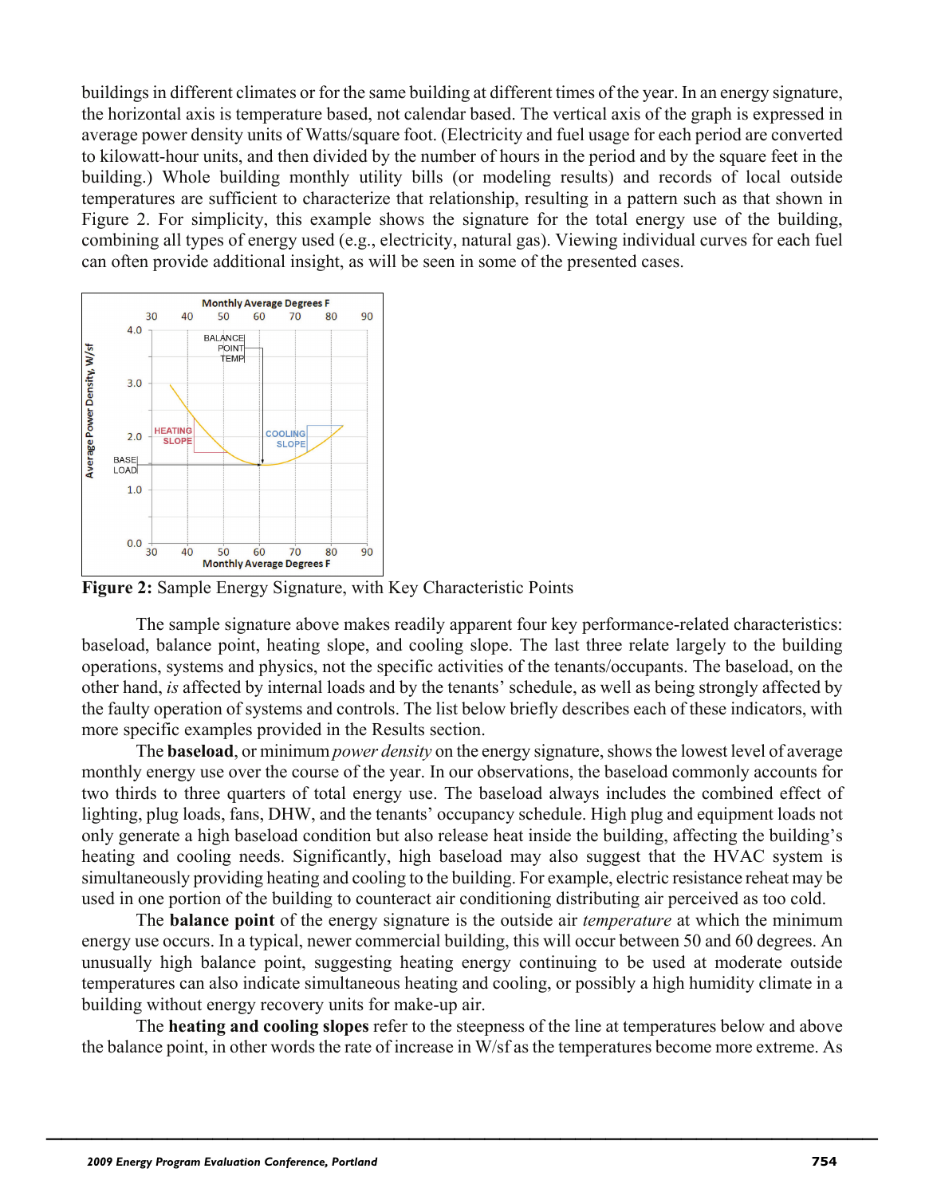buildings in different climates or for the same building at different times of the year. In an energy signature, the horizontal axis is temperature based, not calendar based. The vertical axis of the graph is expressed in average power density units of Watts/square foot. (Electricity and fuel usage for each period are converted to kilowatt-hour units, and then divided by the number of hours in the period and by the square feet in the building.) Whole building monthly utility bills (or modeling results) and records of local outside temperatures are sufficient to characterize that relationship, resulting in a pattern such as that shown in Figure 2. For simplicity, this example shows the signature for the total energy use of the building, combining all types of energy used (e.g., electricity, natural gas). Viewing individual curves for each fuel can often provide additional insight, as will be seen in some of the presented cases.

**Figure 2:** Sample Energy Signature, with Key Characteristic Points

The sample signature above makes readily apparent four key performance-related characteristics: baseload, balance point, heating slope, and cooling slope. The last three relate largely to the building operations, systems and physics, not the specific activities of the tenants/occupants. The baseload, on the other hand, *is* affected by internal loads and by the tenants' schedule, as well as being strongly affected by the faulty operation of systems and controls. The list below briefly describes each of these indicators, with more specific examples provided in the Results section.

The **baseload**, or minimum *power density* on the energy signature, shows the lowest level of average monthly energy use over the course of the year. In our observations, the baseload commonly accounts for two thirds to three quarters of total energy use. The baseload always includes the combined effect of lighting, plug loads, fans, DHW, and the tenants' occupancy schedule. High plug and equipment loads not only generate a high baseload condition but also release heat inside the building, affecting the building's heating and cooling needs. Significantly, high baseload may also suggest that the HVAC system is simultaneously providing heating and cooling to the building. For example, electric resistance reheat may be used in one portion of the building to counteract air conditioning distributing air perceived as too cold.

The **balance point** of the energy signature is the outside air *temperature* at which the minimum energy use occurs. In a typical, newer commercial building, this will occur between 50 and 60 degrees. An unusually high balance point, suggesting heating energy continuing to be used at moderate outside temperatures can also indicate simultaneous heating and cooling, or possibly a high humidity climate in a building without energy recovery units for make-up air.

The **heating and cooling slopes** refer to the steepness of the line at temperatures below and above the balance point, in other words the rate of increase in W/sf as the temperatures become more extreme. As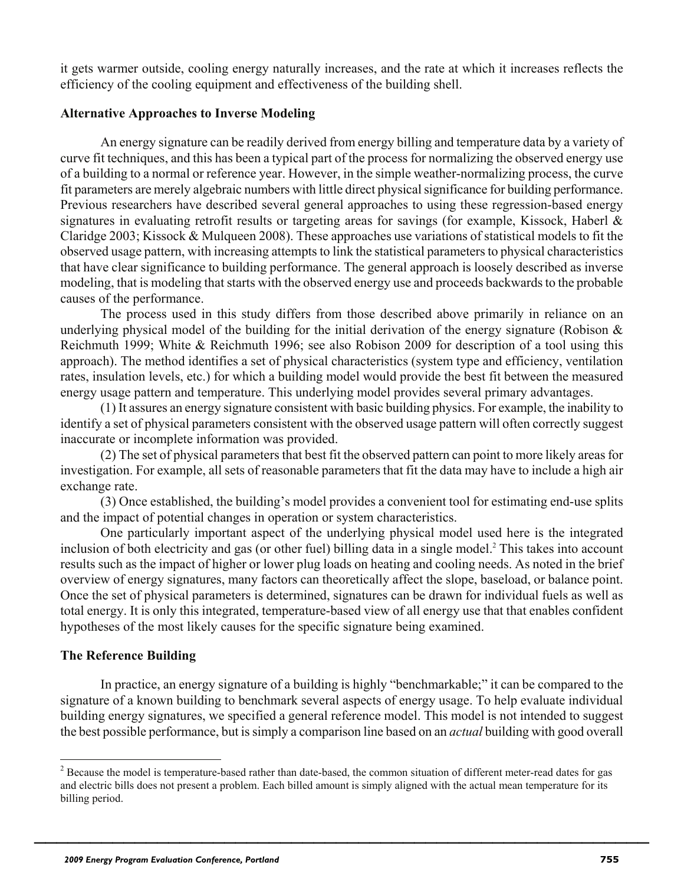it gets warmer outside, cooling energy naturally increases, and the rate at which it increases reflects the efficiency of the cooling equipment and effectiveness of the building shell.

### Alternative Approaches to Inverse Modeling

An energy signature can be readily derived from energy billing and temperature data by a variety of curve fit techniques, and this has been a typical part of the process for normalizing the observed energy use of a building to a normal or reference year. However, in the simple weather-normalizing process, the curve fit parameters are merely algebraic numbers with little direct physical significance for building performance. Previous researchers have described several general approaches to using these regression-based energy signatures in evaluating retrofit results or targeting areas for savings (for example, Kissock, Haberl & Claridge 2003; Kissock & Mulqueen 2008). These approaches use variations of statistical models to fit the observed usage pattern, with increasing attempts to link the statistical parameters to physical characteristics that have clear significance to building performance. The general approach is loosely described as inverse modeling, that is modeling that starts with the observed energy use and proceeds backwards to the probable causes of the performance.

The process used in this study differs from those described above primarily in reliance on an underlying physical model of the building for the initial derivation of the energy signature (Robison & Reichmuth 1999; White & Reichmuth 1996; see also Robison 2009 for description of a tool using this approach). The method identifies a set of physical characteristics (system type and efficiency, ventilation rates, insulation levels, etc.) for which a building model would provide the best fit between the measured energy usage pattern and temperature. This underlying model provides several primary advantages.

(1) It assures an energy signature consistent with basic building physics. For example, the inability to identify a set of physical parameters consistent with the observed usage pattern will often correctly suggest inaccurate or incomplete information was provided.

(2) The set of physical parameters that best fit the observed pattern can point to more likely areas for investigation. For example, all sets of reasonable parameters that fit the data may have to include a high air exchange rate.

(3) Once established, the building's model provides a convenient tool for estimating end-use splits and the impact of potential changes in operation or system characteristics.

One particularly important aspect of the underlying physical model used here is the integrated inclusion of both electricity and gas (or other fuel) billing data in a single model.[2] This takes into account results such as the impact of higher or lower plug loads on heating and cooling needs. As noted in the brief overview of energy signatures, many factors can theoretically affect the slope, baseload, or balance point. Once the set of physical parameters is determined, signatures can be drawn for individual fuels as well as total energy. It is only this integrated, temperature-based view of all energy use that that enables confident hypotheses of the most likely causes for the specific signature being examined.

### The Reference Building

In practice, an energy signature of a building is highly "benchmarkable;" it can be compared to the signature of a known building to benchmark several aspects of energy usage. To help evaluate individual building energy signatures, we specified a general reference model. This model is not intended to suggest the best possible performance, but is simply a comparison line based on an *actual* building with good overall

---

[2] Because the model is temperature-based rather than date-based, the common situation of different meter-read dates for gas and electric bills does not present a problem. Each billed amount is simply aligned with the actual mean temperature for its billing period.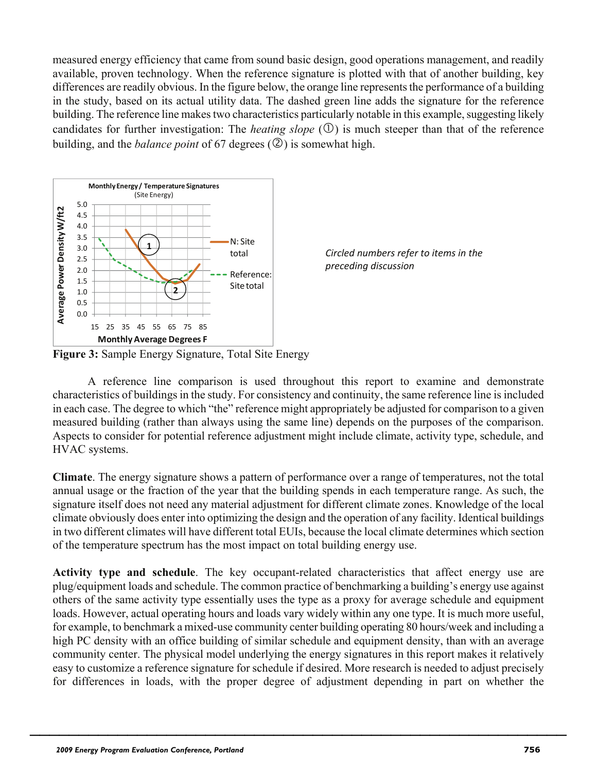measured energy efficiency that came from sound basic design, good operations management, and readily available, proven technology. When the reference signature is plotted with that of another building, key differences are readily obvious. In the figure below, the orange line represents the performance of a building in the study, based on its actual utility data. The dashed green line adds the signature for the reference building. The reference line makes two characteristics particularly notable in this example, suggesting likely candidates for further investigation: The *heating slope* (①) is much steeper than that of the reference building, and the *balance point* of 67 degrees (②) is somewhat high.

*Circled numbers refer to items in the preceding discussion*

**Figure 3:** Sample Energy Signature, Total Site Energy

A reference line comparison is used throughout this report to examine and demonstrate characteristics of buildings in the study. For consistency and continuity, the same reference line is included in each case. The degree to which "the" reference might appropriately be adjusted for comparison to a given measured building (rather than always using the same line) depends on the purposes of the comparison. Aspects to consider for potential reference adjustment might include climate, activity type, schedule, and HVAC systems.

**Climate**. The energy signature shows a pattern of performance over a range of temperatures, not the total annual usage or the fraction of the year that the building spends in each temperature range. As such, the signature itself does not need any material adjustment for different climate zones. Knowledge of the local climate obviously does enter into optimizing the design and the operation of any facility. Identical buildings in two different climates will have different total EUIs, because the local climate determines which section of the temperature spectrum has the most impact on total building energy use.

**Activity type and schedule**. The key occupant-related characteristics that affect energy use are plug/equipment loads and schedule. The common practice of benchmarking a building's energy use against others of the same activity type essentially uses the type as a proxy for average schedule and equipment loads. However, actual operating hours and loads vary widely within any one type. It is much more useful, for example, to benchmark a mixed-use community center building operating 80 hours/week and including a high PC density with an office building of similar schedule and equipment density, than with an average community center. The physical model underlying the energy signatures in this report makes it relatively easy to customize a reference signature for schedule if desired. More research is needed to adjust precisely for differences in loads, with the proper degree of adjustment depending in part on whether the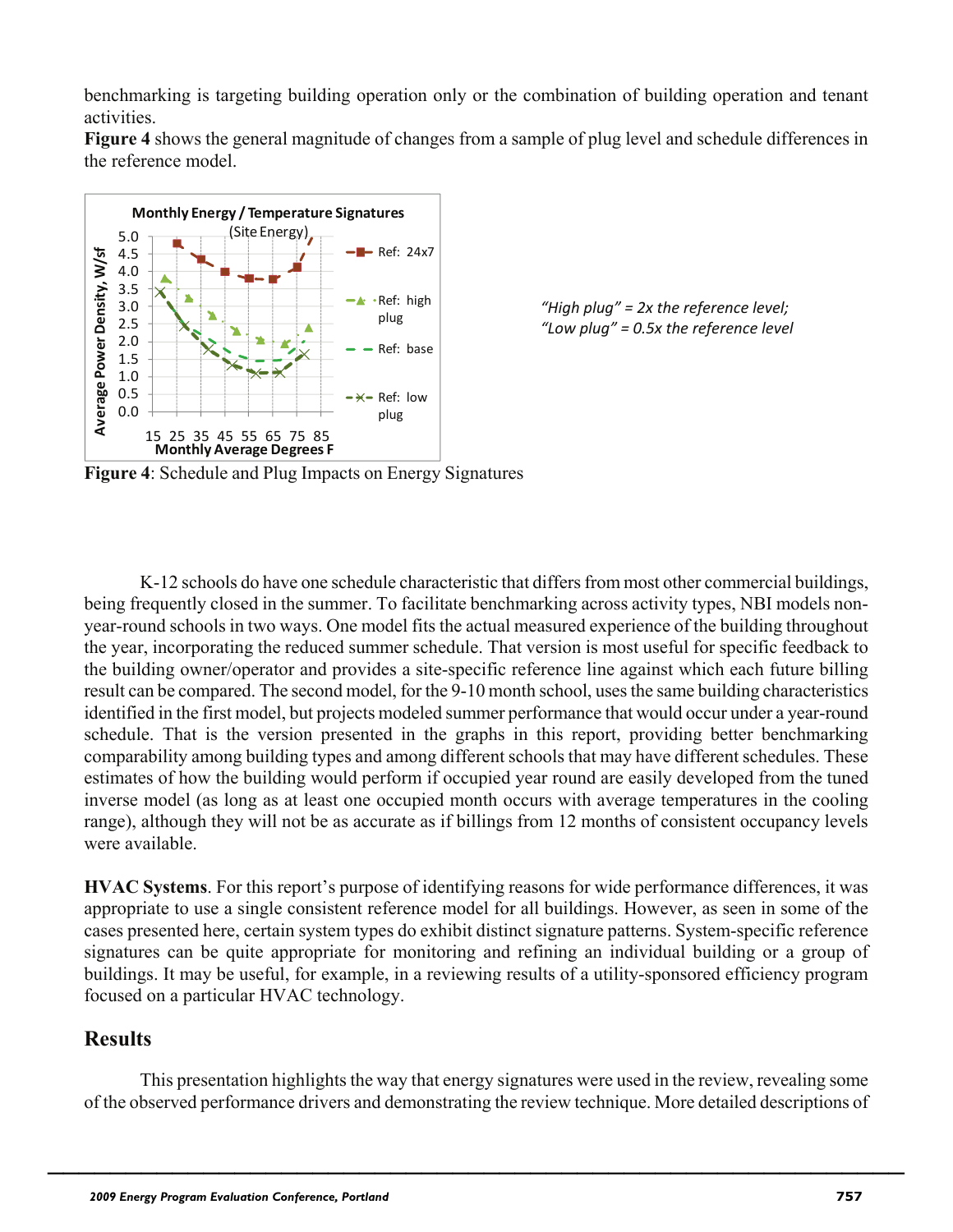benchmarking is targeting building operation only or the combination of building operation and tenant activities.

**Figure 4** shows the general magnitude of changes from a sample of plug level and schedule differences in the reference model.

*"High plug" = 2x the reference level; "Low plug" = 0.5x the reference level*

**Figure 4**: Schedule and Plug Impacts on Energy Signatures

K-12 schools do have one schedule characteristic that differs from most other commercial buildings, being frequently closed in the summer. To facilitate benchmarking across activity types, NBI models non-year-round schools in two ways. One model fits the actual measured experience of the building throughout the year, incorporating the reduced summer schedule. That version is most useful for specific feedback to the building owner/operator and provides a site-specific reference line against which each future billing result can be compared. The second model, for the 9-10 month school, uses the same building characteristics identified in the first model, but projects modeled summer performance that would occur under a year-round schedule. That is the version presented in the graphs in this report, providing better benchmarking comparability among building types and among different schools that may have different schedules. These estimates of how the building would perform if occupied year round are easily developed from the tuned inverse model (as long as at least one occupied month occurs with average temperatures in the cooling range), although they will not be as accurate as if billings from 12 months of consistent occupancy levels were available.

**HVAC Systems**. For this report's purpose of identifying reasons for wide performance differences, it was appropriate to use a single consistent reference model for all buildings. However, as seen in some of the cases presented here, certain system types do exhibit distinct signature patterns. System-specific reference signatures can be quite appropriate for monitoring and refining an individual building or a group of buildings. It may be useful, for example, in a reviewing results of a utility-sponsored efficiency program focused on a particular HVAC technology.

## Results

This presentation highlights the way that energy signatures were used in the review, revealing some of the observed performance drivers and demonstrating the review technique. More detailed descriptions of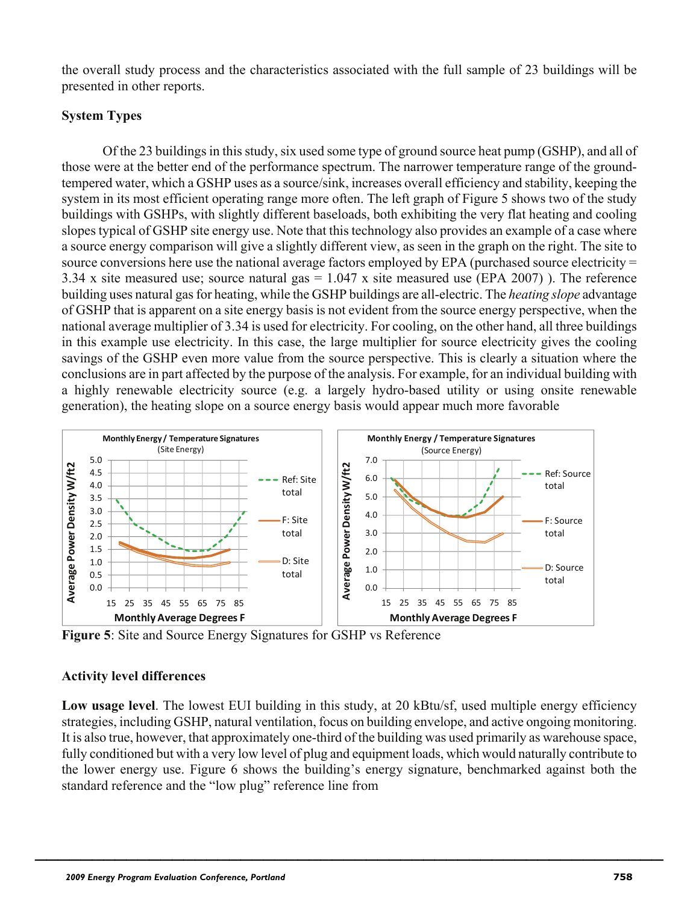the overall study process and the characteristics associated with the full sample of 23 buildings will be presented in other reports.

### System Types

Of the 23 buildings in this study, six used some type of ground source heat pump (GSHP), and all of those were at the better end of the performance spectrum. The narrower temperature range of the ground-tempered water, which a GSHP uses as a source/sink, increases overall efficiency and stability, keeping the system in its most efficient operating range more often. The left graph of Figure 5 shows two of the study buildings with GSHPs, with slightly different baseloads, both exhibiting the very flat heating and cooling slopes typical of GSHP site energy use. Note that this technology also provides an example of a case where a source energy comparison will give a slightly different view, as seen in the graph on the right. The site to source conversions here use the national average factors employed by EPA (purchased source electricity = 3.34 x site measured use; source natural gas = 1.047 x site measured use (EPA 2007) ). The reference building uses natural gas for heating, while the GSHP buildings are all-electric. The *heating slope* advantage of GSHP that is apparent on a site energy basis is not evident from the source energy perspective, when the national average multiplier of 3.34 is used for electricity. For cooling, on the other hand, all three buildings in this example use electricity. In this case, the large multiplier for source electricity gives the cooling savings of the GSHP even more value from the source perspective. This is clearly a situation where the conclusions are in part affected by the purpose of the analysis. For example, for an individual building with a highly renewable electricity source (e.g. a largely hydro-based utility or using onsite renewable generation), the heating slope on a source energy basis would appear much more favorable

**Figure 5**: Site and Source Energy Signatures for GSHP vs Reference

### Activity level differences

**Low usage level**. The lowest EUI building in this study, at 20 kBtu/sf, used multiple energy efficiency strategies, including GSHP, natural ventilation, focus on building envelope, and active ongoing monitoring. It is also true, however, that approximately one-third of the building was used primarily as warehouse space, fully conditioned but with a very low level of plug and equipment loads, which would naturally contribute to the lower energy use. Figure 6 shows the building's energy signature, benchmarked against both the standard reference and the "low plug" reference line from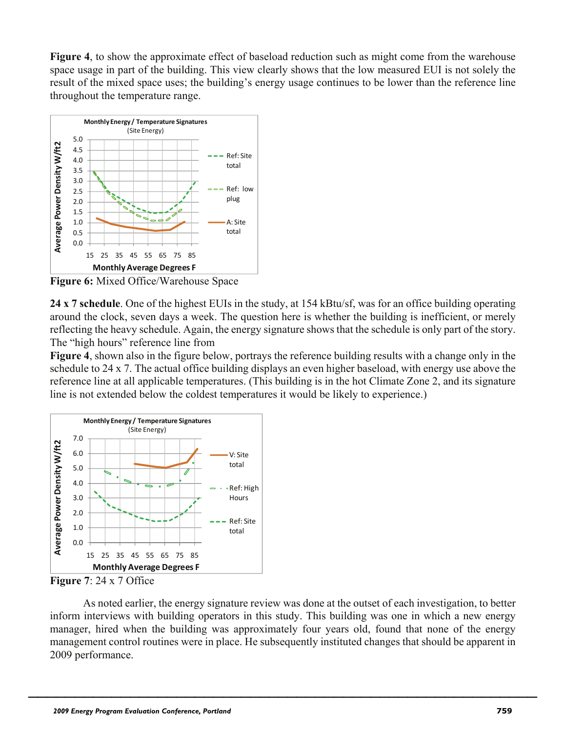**Figure 4**, to show the approximate effect of baseload reduction such as might come from the warehouse space usage in part of the building. This view clearly shows that the low measured EUI is not solely the result of the mixed space uses; the building's energy usage continues to be lower than the reference line throughout the temperature range.

**Figure 6:** Mixed Office/Warehouse Space

**24 x 7 schedule**. One of the highest EUIs in the study, at 154 kBtu/sf, was for an office building operating around the clock, seven days a week. The question here is whether the building is inefficient, or merely reflecting the heavy schedule. Again, the energy signature shows that the schedule is only part of the story. The "high hours" reference line from **Figure 4**, shown also in the figure below, portrays the reference building results with a change only in the schedule to 24 x 7. The actual office building displays an even higher baseload, with energy use above the reference line at all applicable temperatures. (This building is in the hot Climate Zone 2, and its signature line is not extended below the coldest temperatures it would be likely to experience.)

**Figure 7**: 24 x 7 Office

As noted earlier, the energy signature review was done at the outset of each investigation, to better inform interviews with building operators in this study. This building was one in which a new energy manager, hired when the building was approximately four years old, found that none of the energy management control routines were in place. He subsequently instituted changes that should be apparent in 2009 performance.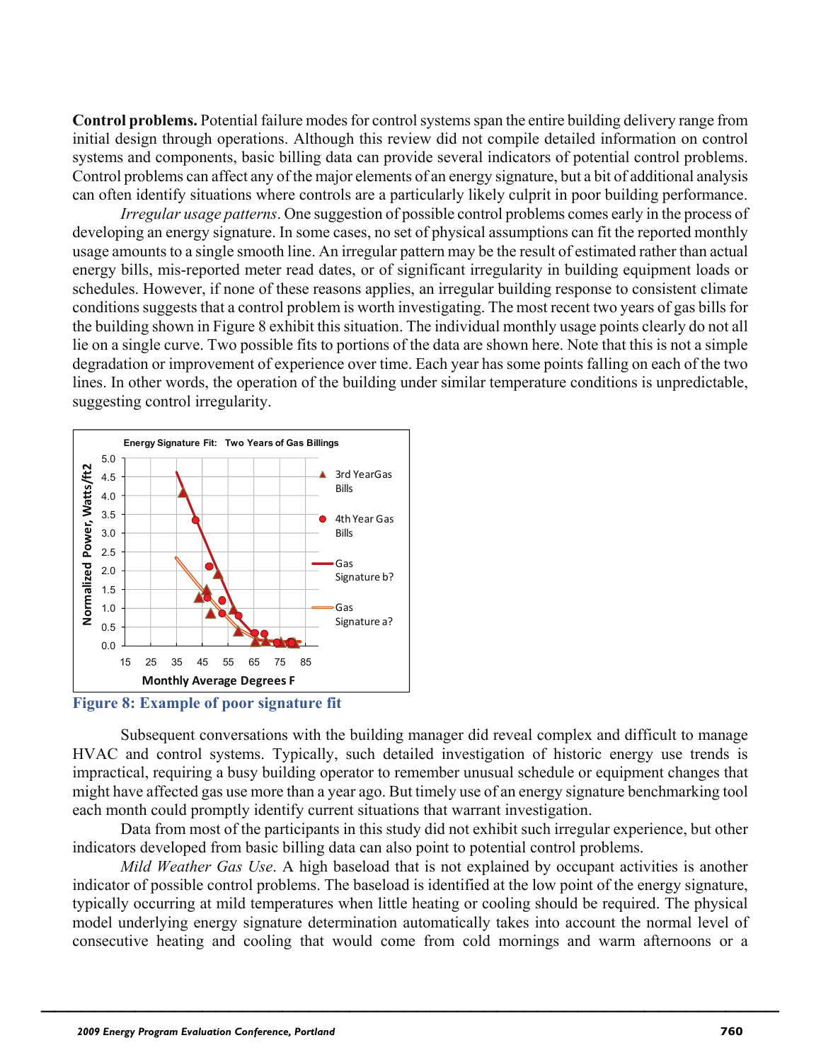**Control problems.** Potential failure modes for control systems span the entire building delivery range from initial design through operations. Although this review did not compile detailed information on control systems and components, basic billing data can provide several indicators of potential control problems. Control problems can affect any of the major elements of an energy signature, but a bit of additional analysis can often identify situations where controls are a particularly likely culprit in poor building performance.

*Irregular usage patterns*. One suggestion of possible control problems comes early in the process of developing an energy signature. In some cases, no set of physical assumptions can fit the reported monthly usage amounts to a single smooth line. An irregular pattern may be the result of estimated rather than actual energy bills, mis-reported meter read dates, or of significant irregularity in building equipment loads or schedules. However, if none of these reasons applies, an irregular building response to consistent climate conditions suggests that a control problem is worth investigating. The most recent two years of gas bills for the building shown in Figure 8 exhibit this situation. The individual monthly usage points clearly do not all lie on a single curve. Two possible fits to portions of the data are shown here. Note that this is not a simple degradation or improvement of experience over time. Each year has some points falling on each of the two lines. In other words, the operation of the building under similar temperature conditions is unpredictable, suggesting control irregularity.

**Figure 8: Example of poor signature fit**

Subsequent conversations with the building manager did reveal complex and difficult to manage HVAC and control systems. Typically, such detailed investigation of historic energy use trends is impractical, requiring a busy building operator to remember unusual schedule or equipment changes that might have affected gas use more than a year ago. But timely use of an energy signature benchmarking tool each month could promptly identify current situations that warrant investigation.

Data from most of the participants in this study did not exhibit such irregular experience, but other indicators developed from basic billing data can also point to potential control problems.

*Mild Weather Gas Use*. A high baseload that is not explained by occupant activities is another indicator of possible control problems. The baseload is identified at the low point of the energy signature, typically occurring at mild temperatures when little heating or cooling should be required. The physical model underlying energy signature determination automatically takes into account the normal level of consecutive heating and cooling that would come from cold mornings and warm afternoons or a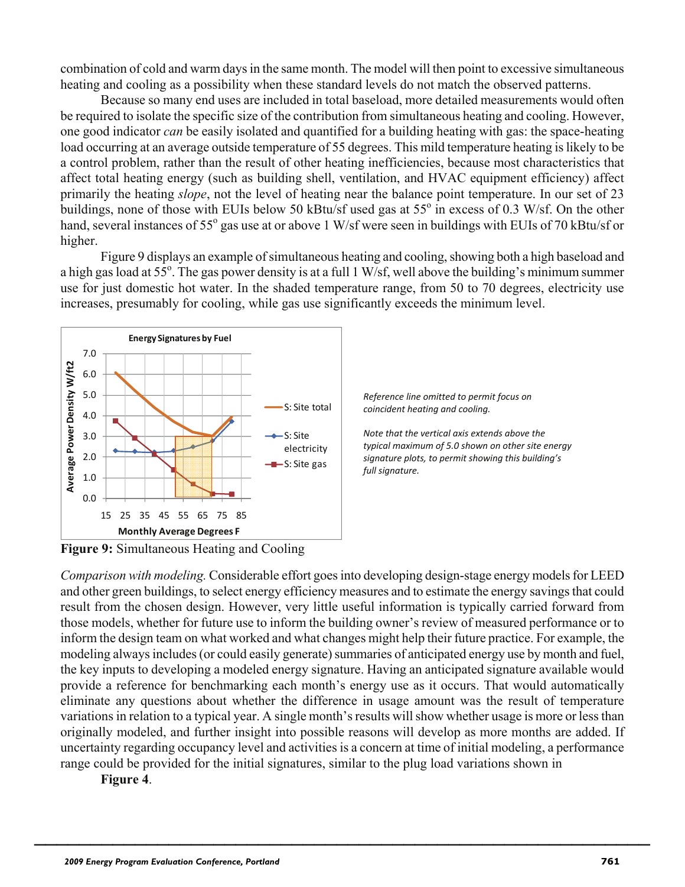combination of cold and warm days in the same month. The model will then point to excessive simultaneous heating and cooling as a possibility when these standard levels do not match the observed patterns.

Because so many end uses are included in total baseload, more detailed measurements would often be required to isolate the specific size of the contribution from simultaneous heating and cooling. However, one good indicator *can* be easily isolated and quantified for a building heating with gas: the space-heating load occurring at an average outside temperature of 55 degrees. This mild temperature heating is likely to be a control problem, rather than the result of other heating inefficiencies, because most characteristics that affect total heating energy (such as building shell, ventilation, and HVAC equipment efficiency) affect primarily the heating *slope*, not the level of heating near the balance point temperature. In our set of 23 buildings, none of those with EUIs below 50 kBtu/sf used gas at 55$^{o}$ in excess of 0.3 W/sf. On the other hand, several instances of 55$^{o}$ gas use at or above 1 W/sf were seen in buildings with EUIs of 70 kBtu/sf or higher.

Figure 9 displays an example of simultaneous heating and cooling, showing both a high baseload and a high gas load at 55$^{o}$. The gas power density is at a full 1 W/sf, well above the building's minimum summer use for just domestic hot water. In the shaded temperature range, from 50 to 70 degrees, electricity use increases, presumably for cooling, while gas use significantly exceeds the minimum level.

*Reference line omitted to permit focus on coincident heating and cooling.*

*Note that the vertical axis extends above the typical maximum of 5.0 shown on other site energy signature plots, to permit showing this building's full signature.*

**Figure 9:** Simultaneous Heating and Cooling

*Comparison with modeling.* Considerable effort goes into developing design-stage energy models for LEED and other green buildings, to select energy efficiency measures and to estimate the energy savings that could result from the chosen design. However, very little useful information is typically carried forward from those models, whether for future use to inform the building owner's review of measured performance or to inform the design team on what worked and what changes might help their future practice. For example, the modeling always includes (or could easily generate) summaries of anticipated energy use by month and fuel, the key inputs to developing a modeled energy signature. Having an anticipated signature available would provide a reference for benchmarking each month's energy use as it occurs. That would automatically eliminate any questions about whether the difference in usage amount was the result of temperature variations in relation to a typical year. A single month's results will show whether usage is more or less than originally modeled, and further insight into possible reasons will develop as more months are added. If uncertainty regarding occupancy level and activities is a concern at time of initial modeling, a performance range could be provided for the initial signatures, similar to the plug load variations shown in **Figure 4**.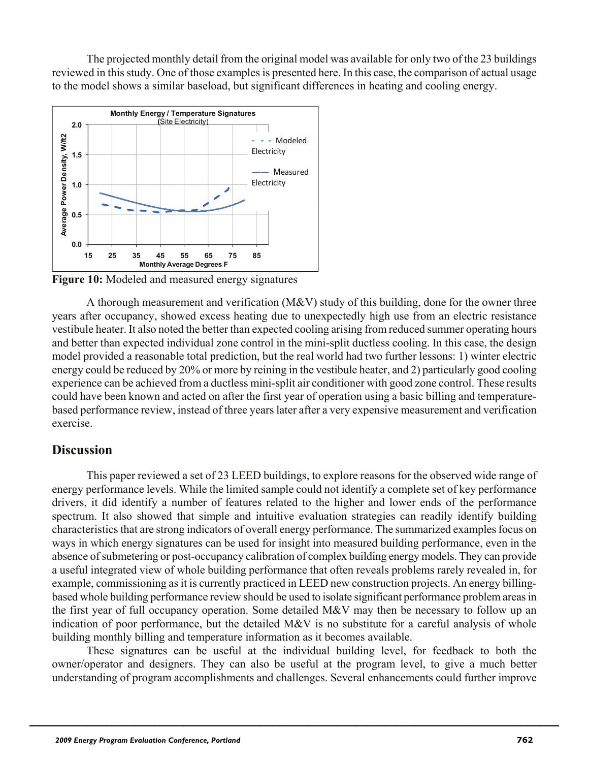The projected monthly detail from the original model was available for only two of the 23 buildings reviewed in this study. One of those examples is presented here. In this case, the comparison of actual usage to the model shows a similar baseload, but significant differences in heating and cooling energy.

**Figure 10:** Modeled and measured energy signatures

A thorough measurement and verification (M&V) study of this building, done for the owner three years after occupancy, showed excess heating due to unexpectedly high use from an electric resistance vestibule heater. It also noted the better than expected cooling arising from reduced summer operating hours and better than expected individual zone control in the mini-split ductless cooling. In this case, the design model provided a reasonable total prediction, but the real world had two further lessons: 1) winter electric energy could be reduced by 20% or more by reining in the vestibule heater, and 2) particularly good cooling experience can be achieved from a ductless mini-split air conditioner with good zone control. These results could have been known and acted on after the first year of operation using a basic billing and temperature-based performance review, instead of three years later after a very expensive measurement and verification exercise.

## Discussion

This paper reviewed a set of 23 LEED buildings, to explore reasons for the observed wide range of energy performance levels. While the limited sample could not identify a complete set of key performance drivers, it did identify a number of features related to the higher and lower ends of the performance spectrum. It also showed that simple and intuitive evaluation strategies can readily identify building characteristics that are strong indicators of overall energy performance. The summarized examples focus on ways in which energy signatures can be used for insight into measured building performance, even in the absence of submetering or post-occupancy calibration of complex building energy models. They can provide a useful integrated view of whole building performance that often reveals problems rarely revealed in, for example, commissioning as it is currently practiced in LEED new construction projects. An energy billing-based whole building performance review should be used to isolate significant performance problem areas in the first year of full occupancy operation. Some detailed M&V may then be necessary to follow up an indication of poor performance, but the detailed M&V is no substitute for a careful analysis of whole building monthly billing and temperature information as it becomes available.

These signatures can be useful at the individual building level, for feedback to both the owner/operator and designers. They can also be useful at the program level, to give a much better understanding of program accomplishments and challenges. Several enhancements could further improve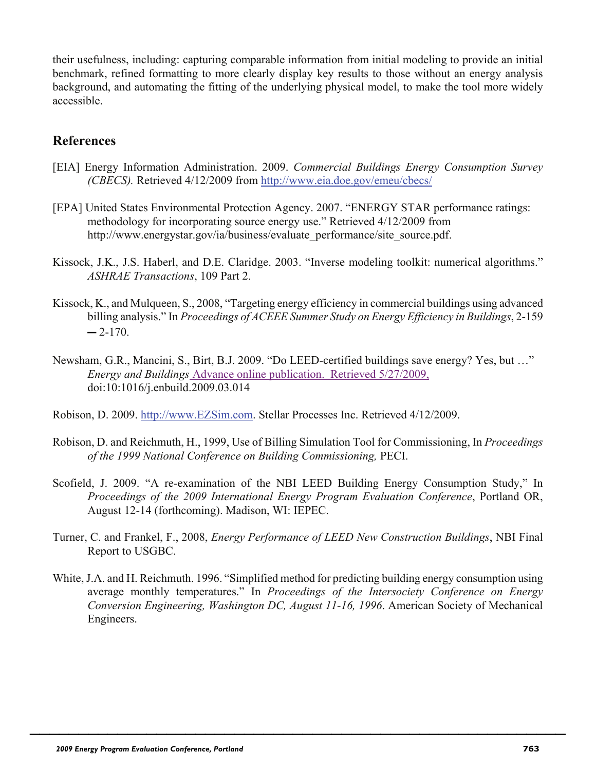their usefulness, including: capturing comparable information from initial modeling to provide an initial benchmark, refined formatting to more clearly display key results to those without an energy analysis background, and automating the fitting of the underlying physical model, to make the tool more widely accessible.

## References

[EIA] Energy Information Administration. 2009. *Commercial Buildings Energy Consumption Survey (CBECS).* Retrieved 4/12/2009 from http://www.eia.doe.gov/emeu/cbecs/

[EPA] United States Environmental Protection Agency. 2007. "ENERGY STAR performance ratings: methodology for incorporating source energy use." Retrieved 4/12/2009 from http://www.energystar.gov/ia/business/evaluate_performance/site_source.pdf.

Kissock, J.K., J.S. Haberl, and D.E. Claridge. 2003. "Inverse modeling toolkit: numerical algorithms." *ASHRAE Transactions*, 109 Part 2.

Kissock, K., and Mulqueen, S., 2008, "Targeting energy efficiency in commercial buildings using advanced billing analysis." In *Proceedings of ACEEE Summer Study on Energy Efficiency in Buildings*, 2-159 — 2-170.

Newsham, G.R., Mancini, S., Birt, B.J. 2009. "Do LEED-certified buildings save energy? Yes, but …" *Energy and Buildings* Advance online publication. Retrieved 5/27/2009, doi:10:1016/j.enbuild.2009.03.014

Robison, D. 2009. http://www.EZSim.com. Stellar Processes Inc. Retrieved 4/12/2009.

Robison, D. and Reichmuth, H., 1999, Use of Billing Simulation Tool for Commissioning, In *Proceedings of the 1999 National Conference on Building Commissioning,* PECI.

Scofield, J. 2009. "A re-examination of the NBI LEED Building Energy Consumption Study," In *Proceedings of the 2009 International Energy Program Evaluation Conference*, Portland OR, August 12-14 (forthcoming). Madison, WI: IEPEC.

Turner, C. and Frankel, F., 2008, *Energy Performance of LEED New Construction Buildings*, NBI Final Report to USGBC.

White, J.A. and H. Reichmuth. 1996. "Simplified method for predicting building energy consumption using average monthly temperatures." In *Proceedings of the Intersociety Conference on Energy Conversion Engineering, Washington DC, August 11-16, 1996*. American Society of Mechanical Engineers.